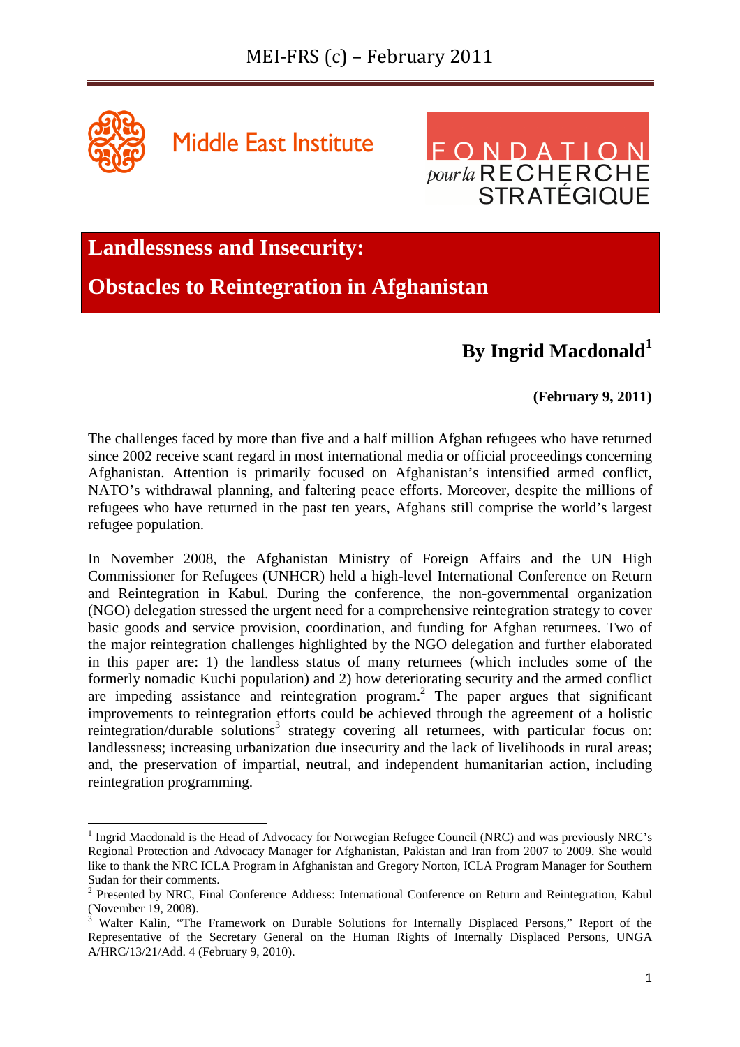# Landlessness and Insecurity: Obstacles to Reintegration in Afghanistan

**By Ingrid Macdonald[1]**

**(February 9, 2011)**

The challenges faced by more than five and a half million Afghan refugees who have returned since 2002 receive scant regard in most international media or official proceedings concerning Afghanistan. Attention is primarily focused on Afghanistan's intensified armed conflict, NATO's withdrawal planning, and faltering peace efforts. Moreover, despite the millions of refugees who have returned in the past ten years, Afghans still comprise the world's largest refugee population.

In November 2008, the Afghanistan Ministry of Foreign Affairs and the UN High Commissioner for Refugees (UNHCR) held a high-level International Conference on Return and Reintegration in Kabul. During the conference, the non-governmental organization (NGO) delegation stressed the urgent need for a comprehensive reintegration strategy to cover basic goods and service provision, coordination, and funding for Afghan returnees. Two of the major reintegration challenges highlighted by the NGO delegation and further elaborated in this paper are: 1) the landless status of many returnees (which includes some of the formerly nomadic Kuchi population) and 2) how deteriorating security and the armed conflict are impeding assistance and reintegration program.[2] The paper argues that significant improvements to reintegration efforts could be achieved through the agreement of a holistic reintegration/durable solutions[3] strategy covering all returnees, with particular focus on: landlessness; increasing urbanization due insecurity and the lack of livelihoods in rural areas; and, the preservation of impartial, neutral, and independent humanitarian action, including reintegration programming.

---

[1] Ingrid Macdonald is the Head of Advocacy for Norwegian Refugee Council (NRC) and was previously NRC's Regional Protection and Advocacy Manager for Afghanistan, Pakistan and Iran from 2007 to 2009. She would like to thank the NRC ICLA Program in Afghanistan and Gregory Norton, ICLA Program Manager for Southern Sudan for their comments.

[2] Presented by NRC, Final Conference Address: International Conference on Return and Reintegration, Kabul (November 19, 2008).

[3] Walter Kalin, "The Framework on Durable Solutions for Internally Displaced Persons," Report of the Representative of the Secretary General on the Human Rights of Internally Displaced Persons, UNGA A/HRC/13/21/Add. 4 (February 9, 2010).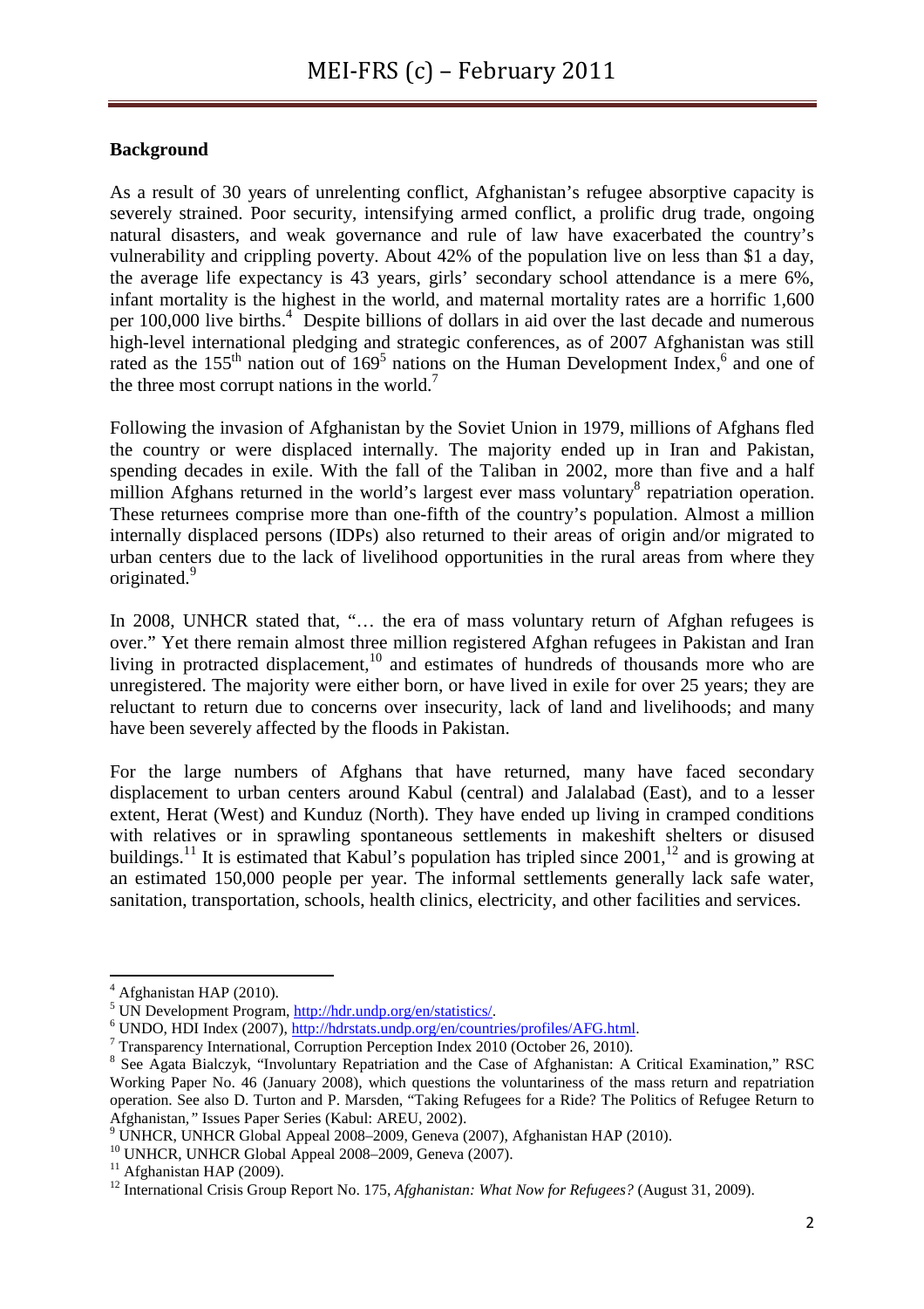## Background

As a result of 30 years of unrelenting conflict, Afghanistan's refugee absorptive capacity is severely strained. Poor security, intensifying armed conflict, a prolific drug trade, ongoing natural disasters, and weak governance and rule of law have exacerbated the country's vulnerability and crippling poverty. About 42% of the population live on less than \$1 a day, the average life expectancy is 43 years, girls' secondary school attendance is a mere 6%, infant mortality is the highest in the world, and maternal mortality rates are a horrific 1,600 per 100,000 live births.[4] Despite billions of dollars in aid over the last decade and numerous high-level international pledging and strategic conferences, as of 2007 Afghanistan was still rated as the 155th nation out of 169[5] nations on the Human Development Index,[6] and one of the three most corrupt nations in the world.[7]

Following the invasion of Afghanistan by the Soviet Union in 1979, millions of Afghans fled the country or were displaced internally. The majority ended up in Iran and Pakistan, spending decades in exile. With the fall of the Taliban in 2002, more than five and a half million Afghans returned in the world's largest ever mass voluntary[8] repatriation operation. These returnees comprise more than one-fifth of the country's population. Almost a million internally displaced persons (IDPs) also returned to their areas of origin and/or migrated to urban centers due to the lack of livelihood opportunities in the rural areas from where they originated.[9]

In 2008, UNHCR stated that, "… the era of mass voluntary return of Afghan refugees is over." Yet there remain almost three million registered Afghan refugees in Pakistan and Iran living in protracted displacement,[10] and estimates of hundreds of thousands more who are unregistered. The majority were either born, or have lived in exile for over 25 years; they are reluctant to return due to concerns over insecurity, lack of land and livelihoods; and many have been severely affected by the floods in Pakistan.

For the large numbers of Afghans that have returned, many have faced secondary displacement to urban centers around Kabul (central) and Jalalabad (East), and to a lesser extent, Herat (West) and Kunduz (North). They have ended up living in cramped conditions with relatives or in sprawling spontaneous settlements in makeshift shelters or disused buildings.[11] It is estimated that Kabul's population has tripled since 2001,[12] and is growing at an estimated 150,000 people per year. The informal settlements generally lack safe water, sanitation, transportation, schools, health clinics, electricity, and other facilities and services.

---

[4] Afghanistan HAP (2010).

[5] UN Development Program, http://hdr.undp.org/en/statistics/.

[6] UNDO, HDI Index (2007), http://hdrstats.undp.org/en/countries/profiles/AFG.html.

[7] Transparency International, Corruption Perception Index 2010 (October 26, 2010).

[8] See Agata Bialczyk, "Involuntary Repatriation and the Case of Afghanistan: A Critical Examination," RSC Working Paper No. 46 (January 2008), which questions the voluntariness of the mass return and repatriation operation. See also D. Turton and P. Marsden, "Taking Refugees for a Ride? The Politics of Refugee Return to Afghanistan," Issues Paper Series (Kabul: AREU, 2002).

[9] UNHCR, UNHCR Global Appeal 2008–2009, Geneva (2007), Afghanistan HAP (2010).

[10] UNHCR, UNHCR Global Appeal 2008–2009, Geneva (2007).

[11] Afghanistan HAP (2009).

[12] International Crisis Group Report No. 175, *Afghanistan: What Now for Refugees?* (August 31, 2009).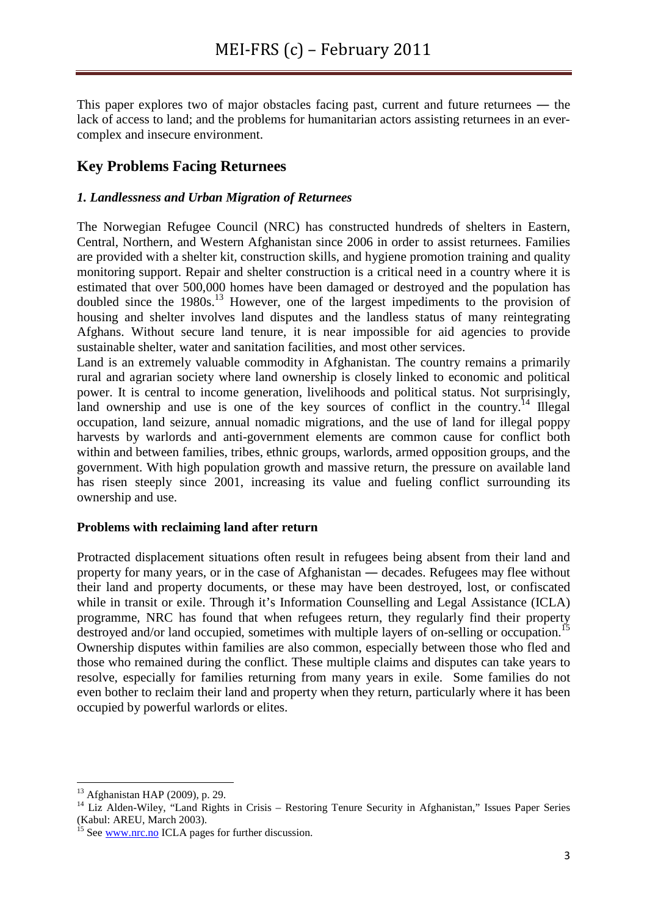This paper explores two of major obstacles facing past, current and future returnees — the lack of access to land; and the problems for humanitarian actors assisting returnees in an ever-complex and insecure environment.

## Key Problems Facing Returnees

### *1. Landlessness and Urban Migration of Returnees*

The Norwegian Refugee Council (NRC) has constructed hundreds of shelters in Eastern, Central, Northern, and Western Afghanistan since 2006 in order to assist returnees. Families are provided with a shelter kit, construction skills, and hygiene promotion training and quality monitoring support. Repair and shelter construction is a critical need in a country where it is estimated that over 500,000 homes have been damaged or destroyed and the population has doubled since the 1980s.[13] However, one of the largest impediments to the provision of housing and shelter involves land disputes and the landless status of many reintegrating Afghans. Without secure land tenure, it is near impossible for aid agencies to provide sustainable shelter, water and sanitation facilities, and most other services.

Land is an extremely valuable commodity in Afghanistan. The country remains a primarily rural and agrarian society where land ownership is closely linked to economic and political power. It is central to income generation, livelihoods and political status. Not surprisingly, land ownership and use is one of the key sources of conflict in the country.[14] Illegal occupation, land seizure, annual nomadic migrations, and the use of land for illegal poppy harvests by warlords and anti-government elements are common cause for conflict both within and between families, tribes, ethnic groups, warlords, armed opposition groups, and the government. With high population growth and massive return, the pressure on available land has risen steeply since 2001, increasing its value and fueling conflict surrounding its ownership and use.

**Problems with reclaiming land after return**

Protracted displacement situations often result in refugees being absent from their land and property for many years, or in the case of Afghanistan — decades. Refugees may flee without their land and property documents, or these may have been destroyed, lost, or confiscated while in transit or exile. Through it's Information Counselling and Legal Assistance (ICLA) programme, NRC has found that when refugees return, they regularly find their property destroyed and/or land occupied, sometimes with multiple layers of on-selling or occupation.[15] Ownership disputes within families are also common, especially between those who fled and those who remained during the conflict. These multiple claims and disputes can take years to resolve, especially for families returning from many years in exile. Some families do not even bother to reclaim their land and property when they return, particularly where it has been occupied by powerful warlords or elites.

---

[13] Afghanistan HAP (2009), p. 29.

[14] Liz Alden-Wiley, "Land Rights in Crisis – Restoring Tenure Security in Afghanistan," Issues Paper Series (Kabul: AREU, March 2003).

[15] See www.nrc.no ICLA pages for further discussion.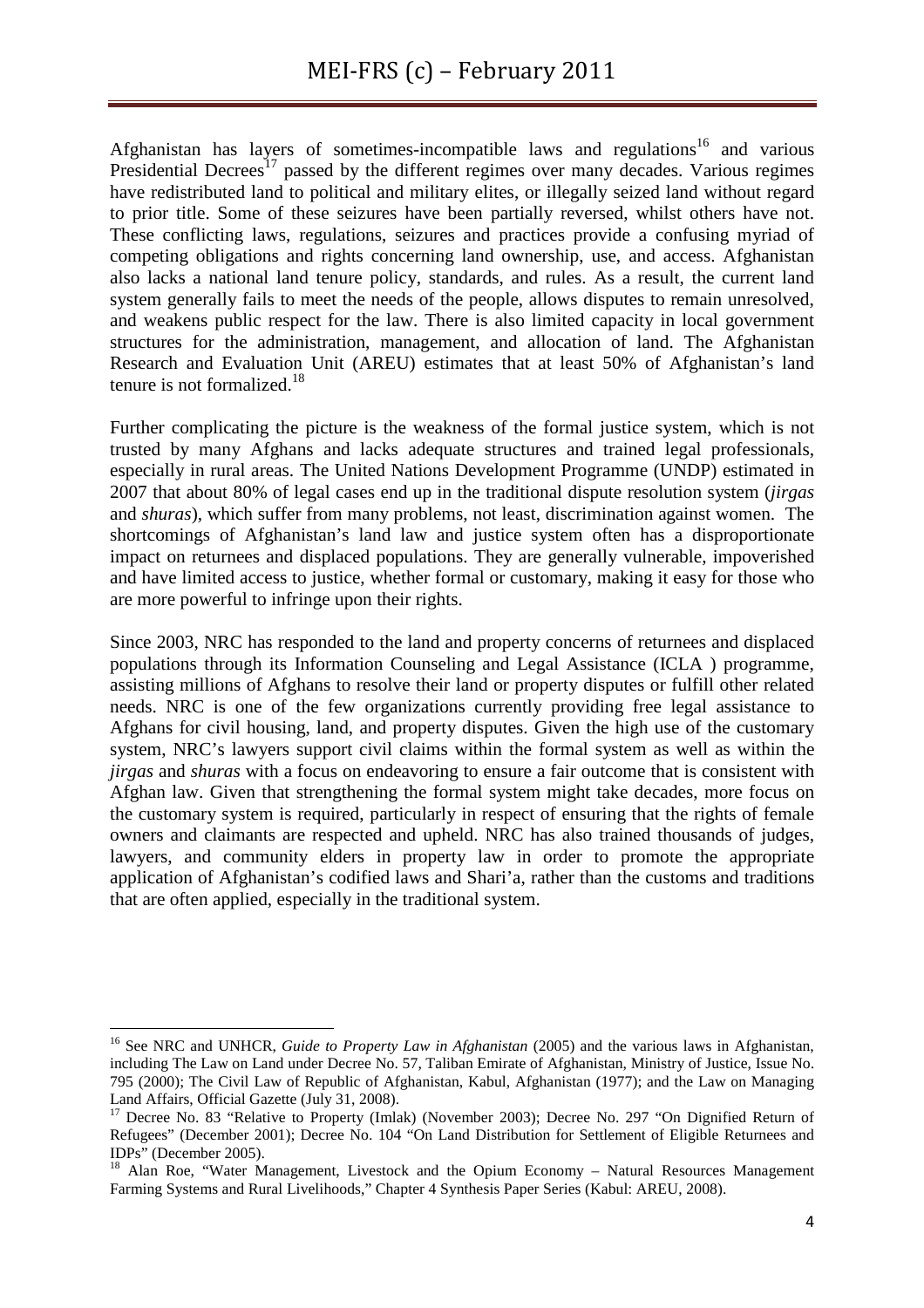Afghanistan has layers of sometimes-incompatible laws and regulations[16] and various Presidential Decrees[17] passed by the different regimes over many decades. Various regimes have redistributed land to political and military elites, or illegally seized land without regard to prior title. Some of these seizures have been partially reversed, whilst others have not. These conflicting laws, regulations, seizures and practices provide a confusing myriad of competing obligations and rights concerning land ownership, use, and access. Afghanistan also lacks a national land tenure policy, standards, and rules. As a result, the current land system generally fails to meet the needs of the people, allows disputes to remain unresolved, and weakens public respect for the law. There is also limited capacity in local government structures for the administration, management, and allocation of land. The Afghanistan Research and Evaluation Unit (AREU) estimates that at least 50% of Afghanistan's land tenure is not formalized.[18]

Further complicating the picture is the weakness of the formal justice system, which is not trusted by many Afghans and lacks adequate structures and trained legal professionals, especially in rural areas. The United Nations Development Programme (UNDP) estimated in 2007 that about 80% of legal cases end up in the traditional dispute resolution system (*jirgas* and *shuras*), which suffer from many problems, not least, discrimination against women. The shortcomings of Afghanistan's land law and justice system often has a disproportionate impact on returnees and displaced populations. They are generally vulnerable, impoverished and have limited access to justice, whether formal or customary, making it easy for those who are more powerful to infringe upon their rights.

Since 2003, NRC has responded to the land and property concerns of returnees and displaced populations through its Information Counseling and Legal Assistance (ICLA ) programme, assisting millions of Afghans to resolve their land or property disputes or fulfill other related needs. NRC is one of the few organizations currently providing free legal assistance to Afghans for civil housing, land, and property disputes. Given the high use of the customary system, NRC's lawyers support civil claims within the formal system as well as within the *jirgas* and *shuras* with a focus on endeavoring to ensure a fair outcome that is consistent with Afghan law. Given that strengthening the formal system might take decades, more focus on the customary system is required, particularly in respect of ensuring that the rights of female owners and claimants are respected and upheld. NRC has also trained thousands of judges, lawyers, and community elders in property law in order to promote the appropriate application of Afghanistan's codified laws and Shari'a, rather than the customs and traditions that are often applied, especially in the traditional system.

---

[16] See NRC and UNHCR, *Guide to Property Law in Afghanistan* (2005) and the various laws in Afghanistan, including The Law on Land under Decree No. 57, Taliban Emirate of Afghanistan, Ministry of Justice, Issue No. 795 (2000); The Civil Law of Republic of Afghanistan, Kabul, Afghanistan (1977); and the Law on Managing Land Affairs, Official Gazette (July 31, 2008).

[17] Decree No. 83 "Relative to Property (Imlak) (November 2003); Decree No. 297 "On Dignified Return of Refugees" (December 2001); Decree No. 104 "On Land Distribution for Settlement of Eligible Returnees and IDPs" (December 2005).

[18] Alan Roe, "Water Management, Livestock and the Opium Economy – Natural Resources Management Farming Systems and Rural Livelihoods," Chapter 4 Synthesis Paper Series (Kabul: AREU, 2008).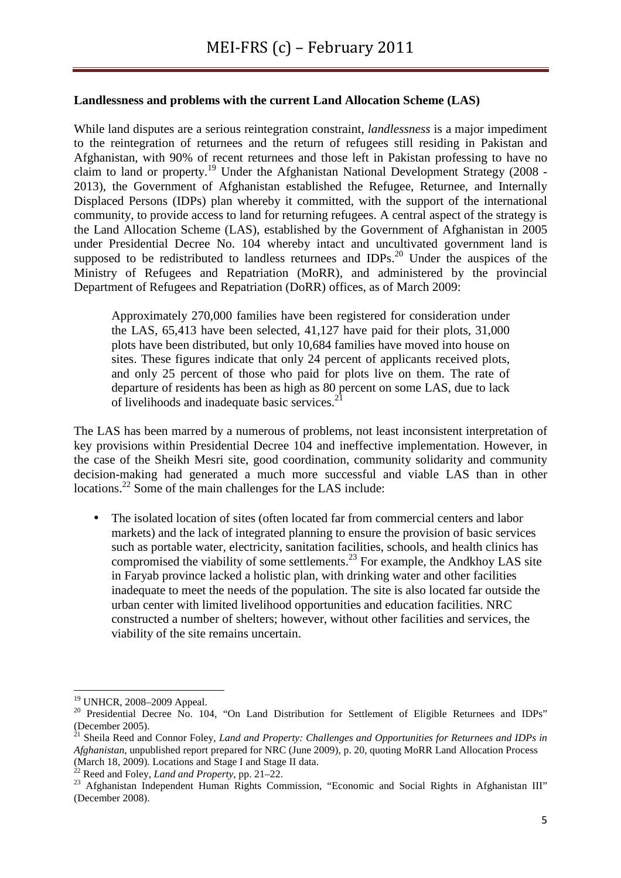**Landlessness and problems with the current Land Allocation Scheme (LAS)**

While land disputes are a serious reintegration constraint, *landlessness* is a major impediment to the reintegration of returnees and the return of refugees still residing in Pakistan and Afghanistan, with 90% of recent returnees and those left in Pakistan professing to have no claim to land or property.[19] Under the Afghanistan National Development Strategy (2008 - 2013), the Government of Afghanistan established the Refugee, Returnee, and Internally Displaced Persons (IDPs) plan whereby it committed, with the support of the international community, to provide access to land for returning refugees. A central aspect of the strategy is the Land Allocation Scheme (LAS), established by the Government of Afghanistan in 2005 under Presidential Decree No. 104 whereby intact and uncultivated government land is supposed to be redistributed to landless returnees and IDPs.[20] Under the auspices of the Ministry of Refugees and Repatriation (MoRR), and administered by the provincial Department of Refugees and Repatriation (DoRR) offices, as of March 2009:

> Approximately 270,000 families have been registered for consideration under the LAS, 65,413 have been selected, 41,127 have paid for their plots, 31,000 plots have been distributed, but only 10,684 families have moved into house on sites. These figures indicate that only 24 percent of applicants received plots, and only 25 percent of those who paid for plots live on them. The rate of departure of residents has been as high as 80 percent on some LAS, due to lack of livelihoods and inadequate basic services.[21]

The LAS has been marred by a numerous of problems, not least inconsistent interpretation of key provisions within Presidential Decree 104 and ineffective implementation. However, in the case of the Sheikh Mesri site, good coordination, community solidarity and community decision-making had generated a much more successful and viable LAS than in other locations.[22] Some of the main challenges for the LAS include:

- The isolated location of sites (often located far from commercial centers and labor markets) and the lack of integrated planning to ensure the provision of basic services such as portable water, electricity, sanitation facilities, schools, and health clinics has compromised the viability of some settlements.[23] For example, the Andkhoy LAS site in Faryab province lacked a holistic plan, with drinking water and other facilities inadequate to meet the needs of the population. The site is also located far outside the urban center with limited livelihood opportunities and education facilities. NRC constructed a number of shelters; however, without other facilities and services, the viability of the site remains uncertain.

---

[19] UNHCR, 2008–2009 Appeal.

[20] Presidential Decree No. 104, "On Land Distribution for Settlement of Eligible Returnees and IDPs" (December 2005).

[21] Sheila Reed and Connor Foley, *Land and Property: Challenges and Opportunities for Returnees and IDPs in Afghanistan*, unpublished report prepared for NRC (June 2009), p. 20, quoting MoRR Land Allocation Process (March 18, 2009). Locations and Stage I and Stage II data.

[22] Reed and Foley, *Land and Property*, pp. 21–22.

[23] Afghanistan Independent Human Rights Commission, "Economic and Social Rights in Afghanistan III" (December 2008).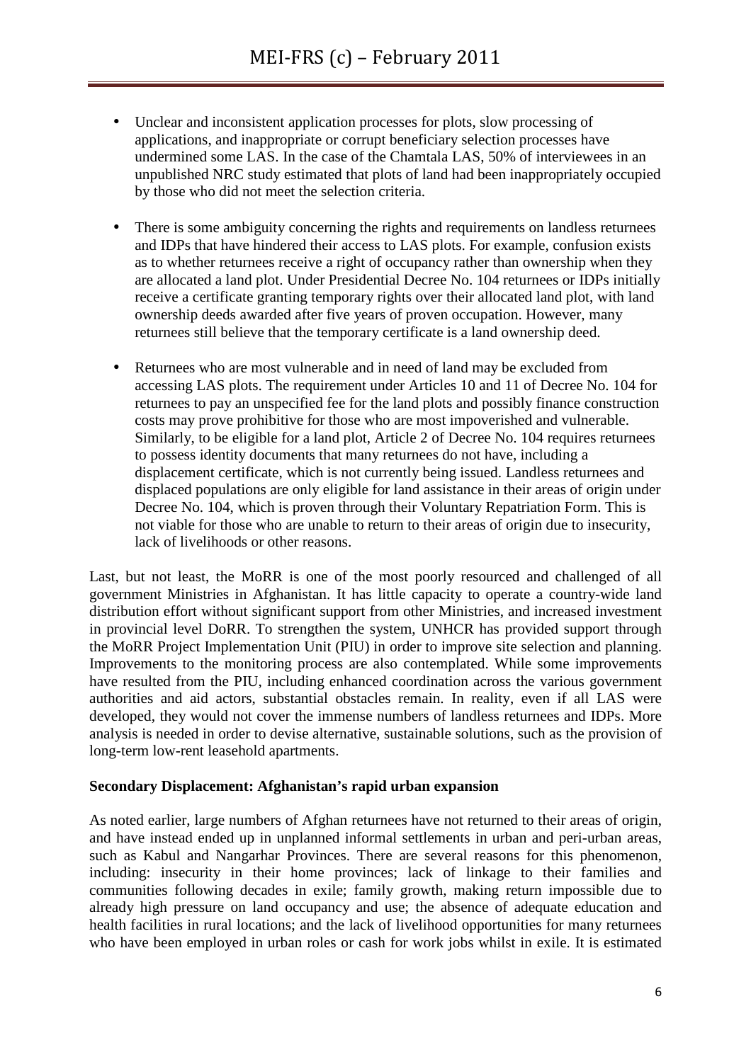- Unclear and inconsistent application processes for plots, slow processing of applications, and inappropriate or corrupt beneficiary selection processes have undermined some LAS. In the case of the Chamtala LAS, 50% of interviewees in an unpublished NRC study estimated that plots of land had been inappropriately occupied by those who did not meet the selection criteria.

- There is some ambiguity concerning the rights and requirements on landless returnees and IDPs that have hindered their access to LAS plots. For example, confusion exists as to whether returnees receive a right of occupancy rather than ownership when they are allocated a land plot. Under Presidential Decree No. 104 returnees or IDPs initially receive a certificate granting temporary rights over their allocated land plot, with land ownership deeds awarded after five years of proven occupation. However, many returnees still believe that the temporary certificate is a land ownership deed.

- Returnees who are most vulnerable and in need of land may be excluded from accessing LAS plots. The requirement under Articles 10 and 11 of Decree No. 104 for returnees to pay an unspecified fee for the land plots and possibly finance construction costs may prove prohibitive for those who are most impoverished and vulnerable. Similarly, to be eligible for a land plot, Article 2 of Decree No. 104 requires returnees to possess identity documents that many returnees do not have, including a displacement certificate, which is not currently being issued. Landless returnees and displaced populations are only eligible for land assistance in their areas of origin under Decree No. 104, which is proven through their Voluntary Repatriation Form. This is not viable for those who are unable to return to their areas of origin due to insecurity, lack of livelihoods or other reasons.

Last, but not least, the MoRR is one of the most poorly resourced and challenged of all government Ministries in Afghanistan. It has little capacity to operate a country-wide land distribution effort without significant support from other Ministries, and increased investment in provincial level DoRR. To strengthen the system, UNHCR has provided support through the MoRR Project Implementation Unit (PIU) in order to improve site selection and planning. Improvements to the monitoring process are also contemplated. While some improvements have resulted from the PIU, including enhanced coordination across the various government authorities and aid actors, substantial obstacles remain. In reality, even if all LAS were developed, they would not cover the immense numbers of landless returnees and IDPs. More analysis is needed in order to devise alternative, sustainable solutions, such as the provision of long-term low-rent leasehold apartments.

**Secondary Displacement: Afghanistan's rapid urban expansion**

As noted earlier, large numbers of Afghan returnees have not returned to their areas of origin, and have instead ended up in unplanned informal settlements in urban and peri-urban areas, such as Kabul and Nangarhar Provinces. There are several reasons for this phenomenon, including: insecurity in their home provinces; lack of linkage to their families and communities following decades in exile; family growth, making return impossible due to already high pressure on land occupancy and use; the absence of adequate education and health facilities in rural locations; and the lack of livelihood opportunities for many returnees who have been employed in urban roles or cash for work jobs whilst in exile. It is estimated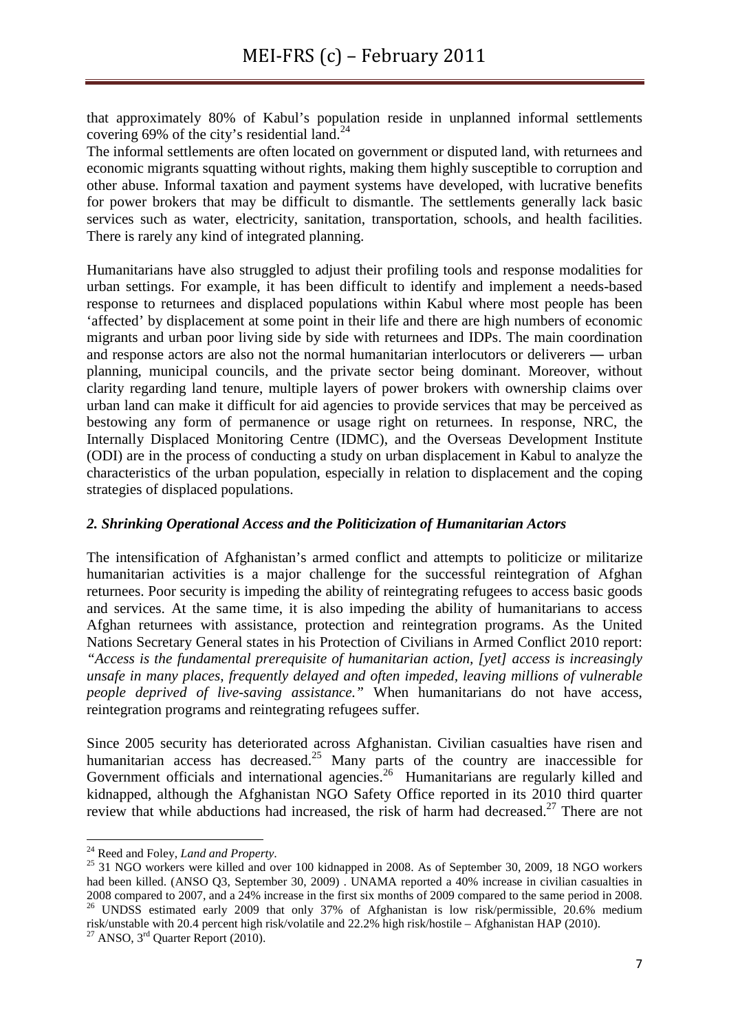that approximately 80% of Kabul's population reside in unplanned informal settlements covering 69% of the city's residential land.[24]

The informal settlements are often located on government or disputed land, with returnees and economic migrants squatting without rights, making them highly susceptible to corruption and other abuse. Informal taxation and payment systems have developed, with lucrative benefits for power brokers that may be difficult to dismantle. The settlements generally lack basic services such as water, electricity, sanitation, transportation, schools, and health facilities. There is rarely any kind of integrated planning.

Humanitarians have also struggled to adjust their profiling tools and response modalities for urban settings. For example, it has been difficult to identify and implement a needs-based response to returnees and displaced populations within Kabul where most people has been 'affected' by displacement at some point in their life and there are high numbers of economic migrants and urban poor living side by side with returnees and IDPs. The main coordination and response actors are also not the normal humanitarian interlocutors or deliverers ― urban planning, municipal councils, and the private sector being dominant. Moreover, without clarity regarding land tenure, multiple layers of power brokers with ownership claims over urban land can make it difficult for aid agencies to provide services that may be perceived as bestowing any form of permanence or usage right on returnees. In response, NRC, the Internally Displaced Monitoring Centre (IDMC), and the Overseas Development Institute (ODI) are in the process of conducting a study on urban displacement in Kabul to analyze the characteristics of the urban population, especially in relation to displacement and the coping strategies of displaced populations.

### *2. Shrinking Operational Access and the Politicization of Humanitarian Actors*

The intensification of Afghanistan's armed conflict and attempts to politicize or militarize humanitarian activities is a major challenge for the successful reintegration of Afghan returnees. Poor security is impeding the ability of reintegrating refugees to access basic goods and services. At the same time, it is also impeding the ability of humanitarians to access Afghan returnees with assistance, protection and reintegration programs. As the United Nations Secretary General states in his Protection of Civilians in Armed Conflict 2010 report: *"Access is the fundamental prerequisite of humanitarian action, [yet] access is increasingly unsafe in many places, frequently delayed and often impeded, leaving millions of vulnerable people deprived of live-saving assistance."* When humanitarians do not have access, reintegration programs and reintegrating refugees suffer.

Since 2005 security has deteriorated across Afghanistan. Civilian casualties have risen and humanitarian access has decreased.[25] Many parts of the country are inaccessible for Government officials and international agencies.[26] Humanitarians are regularly killed and kidnapped, although the Afghanistan NGO Safety Office reported in its 2010 third quarter review that while abductions had increased, the risk of harm had decreased.[27] There are not

---

[24] Reed and Foley, *Land and Property*.

[25] 31 NGO workers were killed and over 100 kidnapped in 2008. As of September 30, 2009, 18 NGO workers had been killed. (ANSO Q3, September 30, 2009) . UNAMA reported a 40% increase in civilian casualties in 2008 compared to 2007, and a 24% increase in the first six months of 2009 compared to the same period in 2008.

[26] UNDSS estimated early 2009 that only 37% of Afghanistan is low risk/permissible, 20.6% medium risk/unstable with 20.4 percent high risk/volatile and 22.2% high risk/hostile – Afghanistan HAP (2010).

[27] ANSO, 3rd Quarter Report (2010).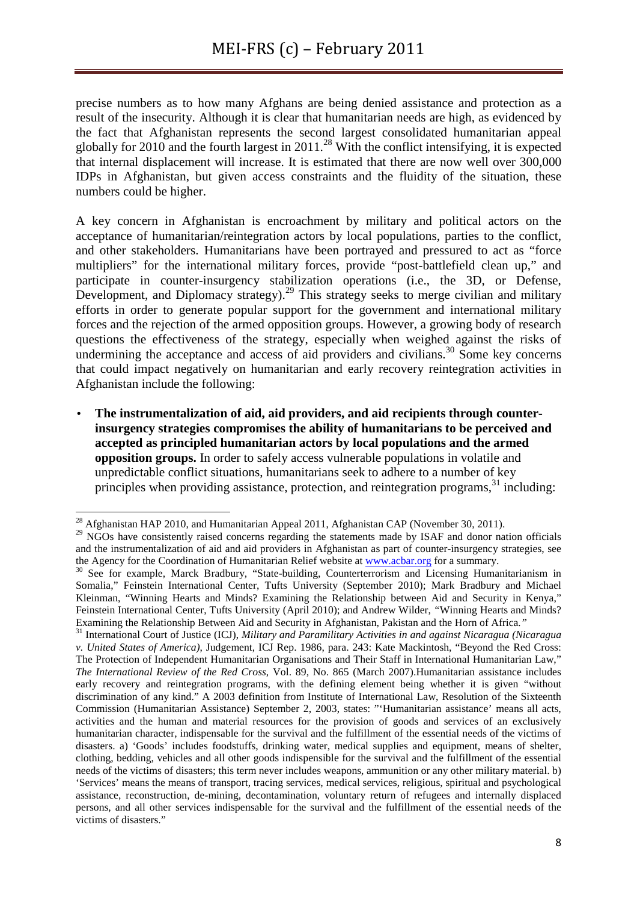precise numbers as to how many Afghans are being denied assistance and protection as a result of the insecurity. Although it is clear that humanitarian needs are high, as evidenced by the fact that Afghanistan represents the second largest consolidated humanitarian appeal globally for 2010 and the fourth largest in 2011.[28] With the conflict intensifying, it is expected that internal displacement will increase. It is estimated that there are now well over 300,000 IDPs in Afghanistan, but given access constraints and the fluidity of the situation, these numbers could be higher.

A key concern in Afghanistan is encroachment by military and political actors on the acceptance of humanitarian/reintegration actors by local populations, parties to the conflict, and other stakeholders. Humanitarians have been portrayed and pressured to act as "force multipliers" for the international military forces, provide "post-battlefield clean up," and participate in counter-insurgency stabilization operations (i.e., the 3D, or Defense, Development, and Diplomacy strategy).[29] This strategy seeks to merge civilian and military efforts in order to generate popular support for the government and international military forces and the rejection of the armed opposition groups. However, a growing body of research questions the effectiveness of the strategy, especially when weighed against the risks of undermining the acceptance and access of aid providers and civilians.[30] Some key concerns that could impact negatively on humanitarian and early recovery reintegration activities in Afghanistan include the following:

- **The instrumentalization of aid, aid providers, and aid recipients through counter-insurgency strategies compromises the ability of humanitarians to be perceived and accepted as principled humanitarian actors by local populations and the armed opposition groups.** In order to safely access vulnerable populations in volatile and unpredictable conflict situations, humanitarians seek to adhere to a number of key principles when providing assistance, protection, and reintegration programs,[31] including:

---

[28] Afghanistan HAP 2010, and Humanitarian Appeal 2011, Afghanistan CAP (November 30, 2011).

[29] NGOs have consistently raised concerns regarding the statements made by ISAF and donor nation officials and the instrumentalization of aid and aid providers in Afghanistan as part of counter-insurgency strategies, see the Agency for the Coordination of Humanitarian Relief website at www.acbar.org for a summary.

[30] See for example, Marck Bradbury, "State-building, Counterterrorism and Licensing Humanitarianism in Somalia," Feinstein International Center, Tufts University (September 2010); Mark Bradbury and Michael Kleinman, "Winning Hearts and Minds? Examining the Relationship between Aid and Security in Kenya," Feinstein International Center, Tufts University (April 2010); and Andrew Wilder, "Winning Hearts and Minds? Examining the Relationship Between Aid and Security in Afghanistan, Pakistan and the Horn of Africa."

[31] International Court of Justice (ICJ), *Military and Paramilitary Activities in and against Nicaragua (Nicaragua v. United States of America)*, Judgement, ICJ Rep. 1986, para. 243: Kate Mackintosh, "Beyond the Red Cross: The Protection of Independent Humanitarian Organisations and Their Staff in International Humanitarian Law," *The International Review of the Red Cross*, Vol. 89, No. 865 (March 2007).Humanitarian assistance includes early recovery and reintegration programs, with the defining element being whether it is given "without discrimination of any kind." A 2003 definition from Institute of International Law, Resolution of the Sixteenth Commission (Humanitarian Assistance) September 2, 2003, states: "'Humanitarian assistance' means all acts, activities and the human and material resources for the provision of goods and services of an exclusively humanitarian character, indispensable for the survival and the fulfillment of the essential needs of the victims of disasters. a) 'Goods' includes foodstuffs, drinking water, medical supplies and equipment, means of shelter, clothing, bedding, vehicles and all other goods indispensible for the survival and the fulfillment of the essential needs of the victims of disasters; this term never includes weapons, ammunition or any other military material. b) 'Services' means the means of transport, tracing services, medical services, religious, spiritual and psychological assistance, reconstruction, de-mining, decontamination, voluntary return of refugees and internally displaced persons, and all other services indispensable for the survival and the fulfillment of the essential needs of the victims of disasters."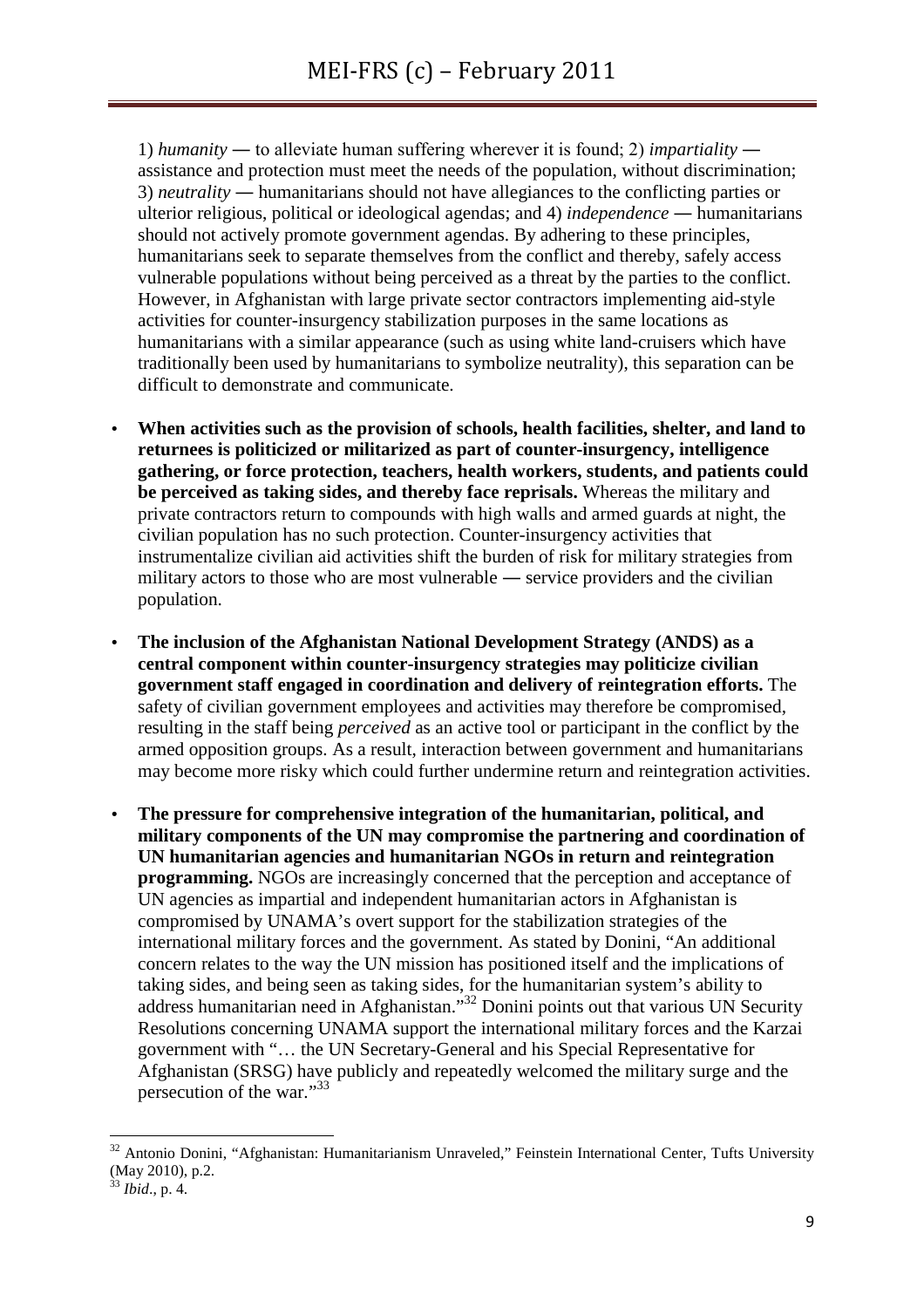1) *humanity* — to alleviate human suffering wherever it is found; 2) *impartiality* — assistance and protection must meet the needs of the population, without discrimination; 3) *neutrality* — humanitarians should not have allegiances to the conflicting parties or ulterior religious, political or ideological agendas; and 4) *independence* — humanitarians should not actively promote government agendas. By adhering to these principles, humanitarians seek to separate themselves from the conflict and thereby, safely access vulnerable populations without being perceived as a threat by the parties to the conflict. However, in Afghanistan with large private sector contractors implementing aid-style activities for counter-insurgency stabilization purposes in the same locations as humanitarians with a similar appearance (such as using white land-cruisers which have traditionally been used by humanitarians to symbolize neutrality), this separation can be difficult to demonstrate and communicate.

- **When activities such as the provision of schools, health facilities, shelter, and land to returnees is politicized or militarized as part of counter-insurgency, intelligence gathering, or force protection, teachers, health workers, students, and patients could be perceived as taking sides, and thereby face reprisals.** Whereas the military and private contractors return to compounds with high walls and armed guards at night, the civilian population has no such protection. Counter-insurgency activities that instrumentalize civilian aid activities shift the burden of risk for military strategies from military actors to those who are most vulnerable — service providers and the civilian population.

- **The inclusion of the Afghanistan National Development Strategy (ANDS) as a central component within counter-insurgency strategies may politicize civilian government staff engaged in coordination and delivery of reintegration efforts.** The safety of civilian government employees and activities may therefore be compromised, resulting in the staff being *perceived* as an active tool or participant in the conflict by the armed opposition groups. As a result, interaction between government and humanitarians may become more risky which could further undermine return and reintegration activities.

- **The pressure for comprehensive integration of the humanitarian, political, and military components of the UN may compromise the partnering and coordination of UN humanitarian agencies and humanitarian NGOs in return and reintegration programming.** NGOs are increasingly concerned that the perception and acceptance of UN agencies as impartial and independent humanitarian actors in Afghanistan is compromised by UNAMA's overt support for the stabilization strategies of the international military forces and the government. As stated by Donini, "An additional concern relates to the way the UN mission has positioned itself and the implications of taking sides, and being seen as taking sides, for the humanitarian system's ability to address humanitarian need in Afghanistan."[32] Donini points out that various UN Security Resolutions concerning UNAMA support the international military forces and the Karzai government with "… the UN Secretary-General and his Special Representative for Afghanistan (SRSG) have publicly and repeatedly welcomed the military surge and the persecution of the war."[33]

---

[32] Antonio Donini, "Afghanistan: Humanitarianism Unraveled," Feinstein International Center, Tufts University (May 2010), p.2.

[33] *Ibid*., p. 4.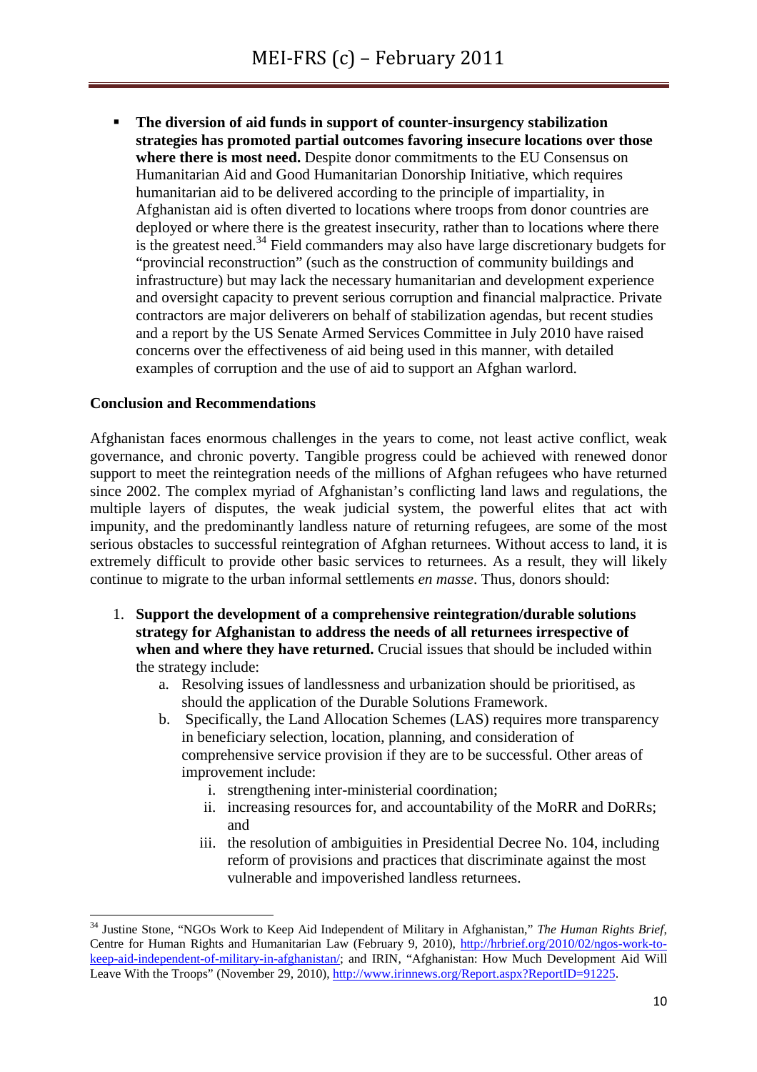- **The diversion of aid funds in support of counter-insurgency stabilization strategies has promoted partial outcomes favoring insecure locations over those where there is most need.** Despite donor commitments to the EU Consensus on Humanitarian Aid and Good Humanitarian Donorship Initiative, which requires humanitarian aid to be delivered according to the principle of impartiality, in Afghanistan aid is often diverted to locations where troops from donor countries are deployed or where there is the greatest insecurity, rather than to locations where there is the greatest need.[34] Field commanders may also have large discretionary budgets for "provincial reconstruction" (such as the construction of community buildings and infrastructure) but may lack the necessary humanitarian and development experience and oversight capacity to prevent serious corruption and financial malpractice. Private contractors are major deliverers on behalf of stabilization agendas, but recent studies and a report by the US Senate Armed Services Committee in July 2010 have raised concerns over the effectiveness of aid being used in this manner, with detailed examples of corruption and the use of aid to support an Afghan warlord.

**Conclusion and Recommendations**

Afghanistan faces enormous challenges in the years to come, not least active conflict, weak governance, and chronic poverty. Tangible progress could be achieved with renewed donor support to meet the reintegration needs of the millions of Afghan refugees who have returned since 2002. The complex myriad of Afghanistan's conflicting land laws and regulations, the multiple layers of disputes, the weak judicial system, the powerful elites that act with impunity, and the predominantly landless nature of returning refugees, are some of the most serious obstacles to successful reintegration of Afghan returnees. Without access to land, it is extremely difficult to provide other basic services to returnees. As a result, they will likely continue to migrate to the urban informal settlements *en masse*. Thus, donors should:

1. **Support the development of a comprehensive reintegration/durable solutions strategy for Afghanistan to address the needs of all returnees irrespective of when and where they have returned.** Crucial issues that should be included within the strategy include:
   a. Resolving issues of landlessness and urbanization should be prioritised, as should the application of the Durable Solutions Framework.
   b. Specifically, the Land Allocation Schemes (LAS) requires more transparency in beneficiary selection, location, planning, and consideration of comprehensive service provision if they are to be successful. Other areas of improvement include:
      i. strengthening inter-ministerial coordination;
      ii. increasing resources for, and accountability of the MoRR and DoRRs; and
      iii. the resolution of ambiguities in Presidential Decree No. 104, including reform of provisions and practices that discriminate against the most vulnerable and impoverished landless returnees.

---

[34] Justine Stone, "NGOs Work to Keep Aid Independent of Military in Afghanistan," *The Human Rights Brief*, Centre for Human Rights and Humanitarian Law (February 9, 2010), http://hrbrief.org/2010/02/ngos-work-to-keep-aid-independent-of-military-in-afghanistan/; and IRIN, "Afghanistan: How Much Development Aid Will Leave With the Troops" (November 29, 2010), http://www.irinnews.org/Report.aspx?ReportID=91225.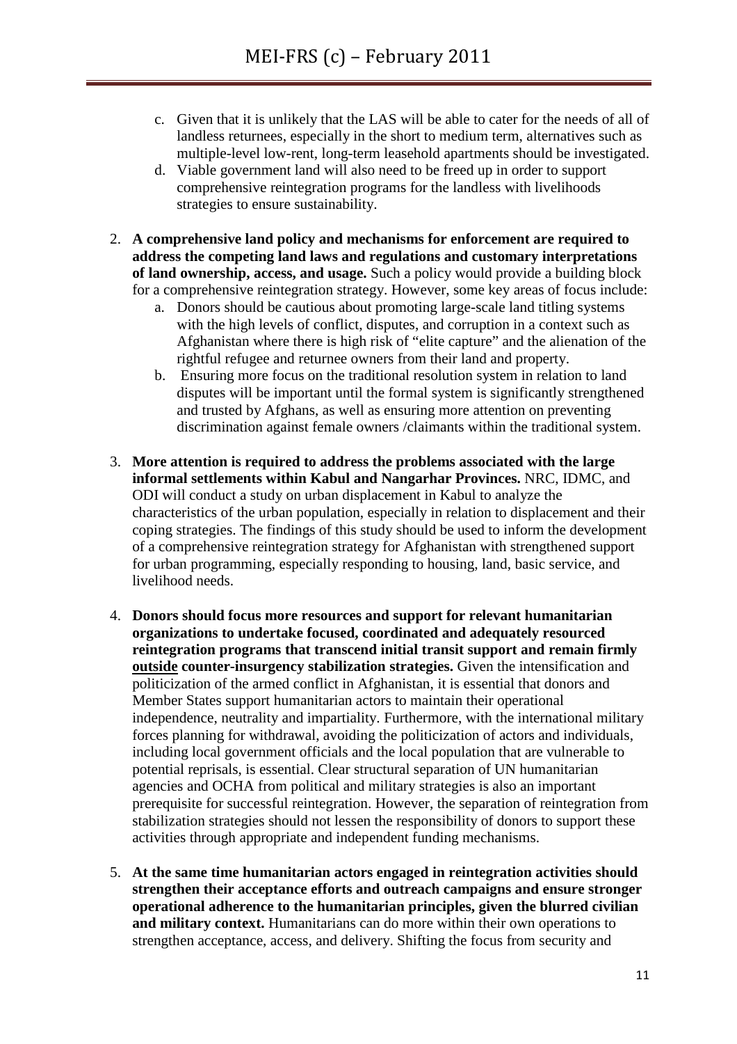c. Given that it is unlikely that the LAS will be able to cater for the needs of all of landless returnees, especially in the short to medium term, alternatives such as multiple-level low-rent, long-term leasehold apartments should be investigated.
d. Viable government land will also need to be freed up in order to support comprehensive reintegration programs for the landless with livelihoods strategies to ensure sustainability.

2. **A comprehensive land policy and mechanisms for enforcement are required to address the competing land laws and regulations and customary interpretations of land ownership, access, and usage.** Such a policy would provide a building block for a comprehensive reintegration strategy. However, some key areas of focus include:
   a. Donors should be cautious about promoting large-scale land titling systems with the high levels of conflict, disputes, and corruption in a context such as Afghanistan where there is high risk of "elite capture" and the alienation of the rightful refugee and returnee owners from their land and property.
   b. Ensuring more focus on the traditional resolution system in relation to land disputes will be important until the formal system is significantly strengthened and trusted by Afghans, as well as ensuring more attention on preventing discrimination against female owners /claimants within the traditional system.

3. **More attention is required to address the problems associated with the large informal settlements within Kabul and Nangarhar Provinces.** NRC, IDMC, and ODI will conduct a study on urban displacement in Kabul to analyze the characteristics of the urban population, especially in relation to displacement and their coping strategies. The findings of this study should be used to inform the development of a comprehensive reintegration strategy for Afghanistan with strengthened support for urban programming, especially responding to housing, land, basic service, and livelihood needs.

4. **Donors should focus more resources and support for relevant humanitarian organizations to undertake focused, coordinated and adequately resourced reintegration programs that transcend initial transit support and remain firmly <u>outside</u> counter-insurgency stabilization strategies.** Given the intensification and politicization of the armed conflict in Afghanistan, it is essential that donors and Member States support humanitarian actors to maintain their operational independence, neutrality and impartiality. Furthermore, with the international military forces planning for withdrawal, avoiding the politicization of actors and individuals, including local government officials and the local population that are vulnerable to potential reprisals, is essential. Clear structural separation of UN humanitarian agencies and OCHA from political and military strategies is also an important prerequisite for successful reintegration. However, the separation of reintegration from stabilization strategies should not lessen the responsibility of donors to support these activities through appropriate and independent funding mechanisms.

5. **At the same time humanitarian actors engaged in reintegration activities should strengthen their acceptance efforts and outreach campaigns and ensure stronger operational adherence to the humanitarian principles, given the blurred civilian and military context.** Humanitarians can do more within their own operations to strengthen acceptance, access, and delivery. Shifting the focus from security and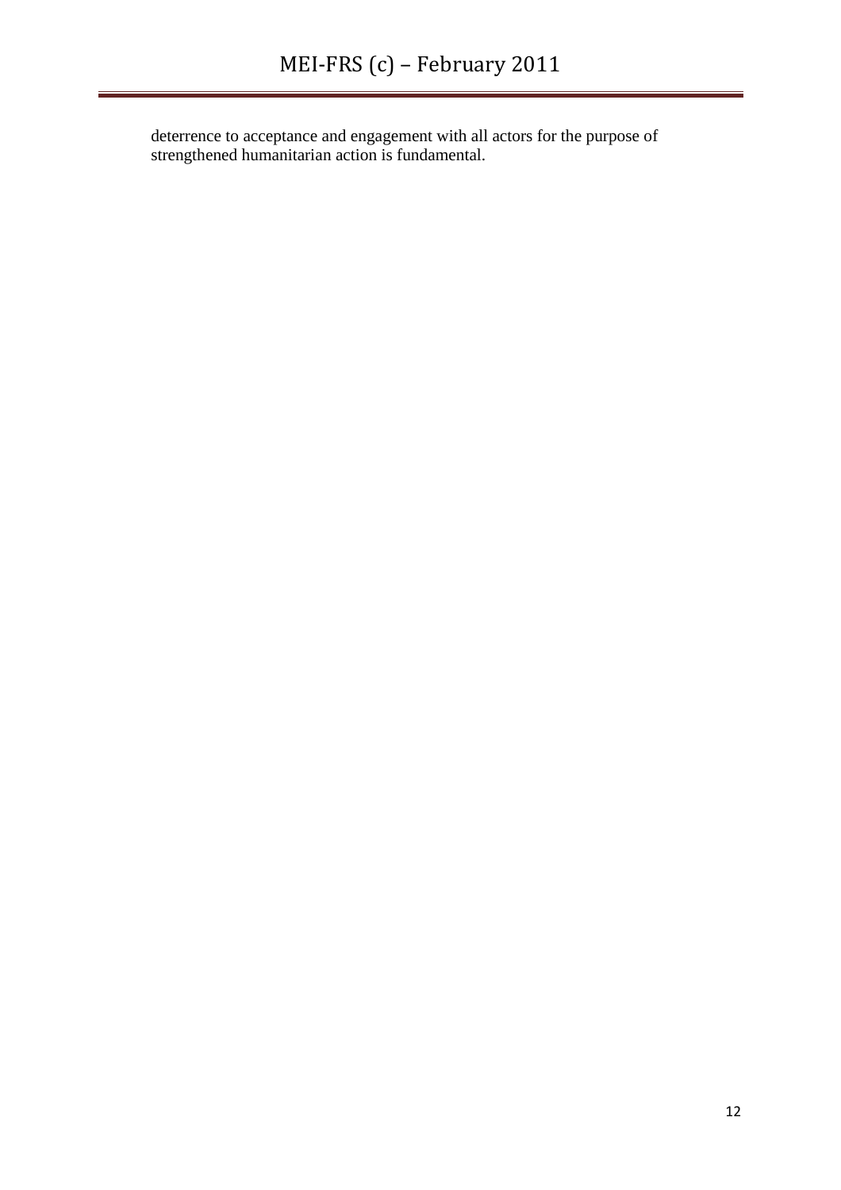deterrence to acceptance and engagement with all actors for the purpose of strengthened humanitarian action is fundamental.